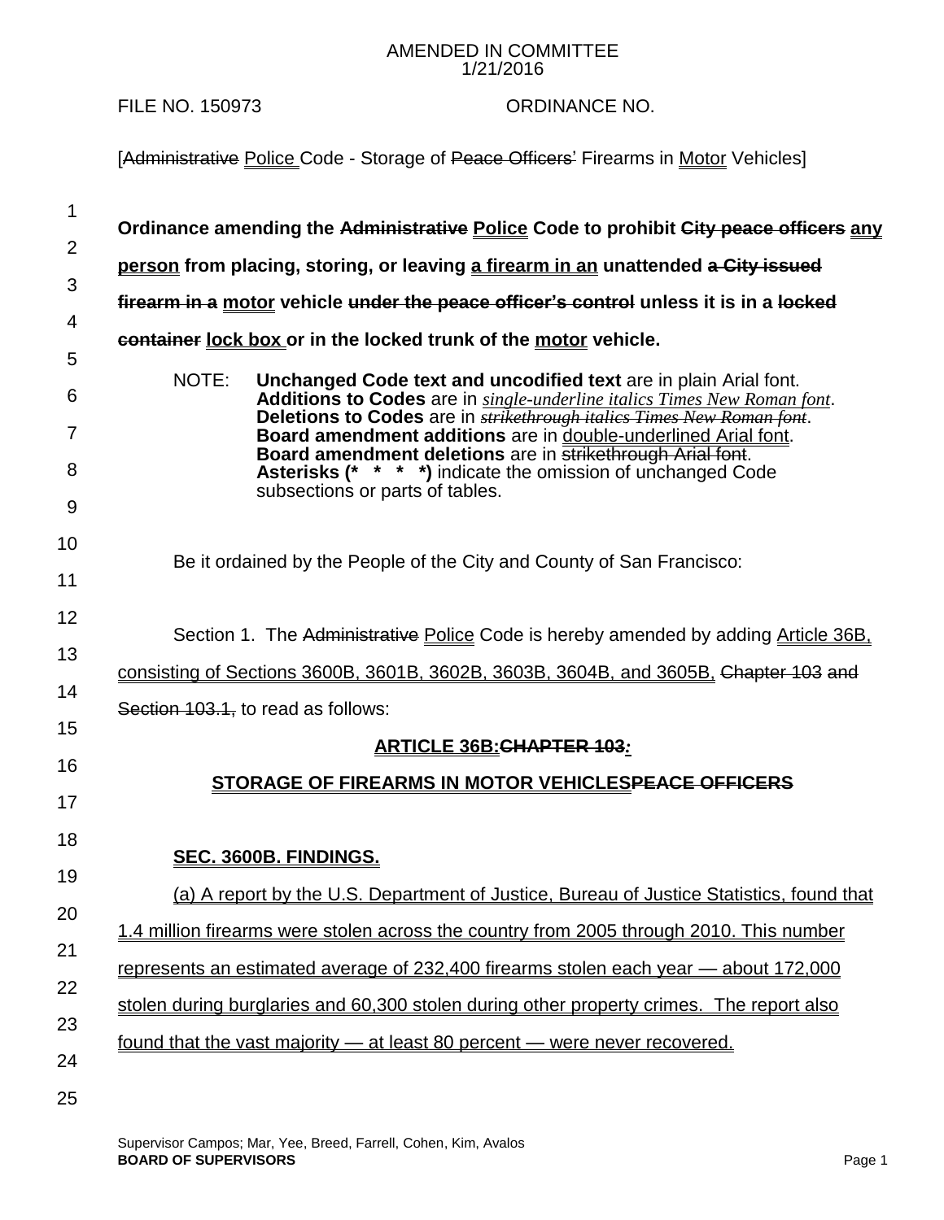AMENDED IN COMMITTEE
1/21/2016

FILE NO. 150973 ORDINANCE NO.

[~~Administrative~~ Police Code - Storage of ~~Peace Officers'~~ Firearms in Motor Vehicles]

**Ordinance amending the ~~Administrative~~ Police Code to prohibit ~~City peace officers~~ any person from placing, storing, or leaving a firearm in an unattended ~~a City issued firearm in a~~ motor vehicle ~~under the peace officer's control~~ unless it is in a ~~locked container~~ lock box or in the locked trunk of the motor vehicle.**

NOTE: **Unchanged Code text and uncodified text** are in plain Arial font.
**Additions to Codes** are in *single-underline italics Times New Roman font*.
**Deletions to Codes** are in ~~*strikethrough italics Times New Roman font*~~.
**Board amendment additions** are in double-underlined Arial font.
**Board amendment deletions** are in ~~strikethrough Arial font~~.
**Asterisks (\*   \*   \*   \*)** indicate the omission of unchanged Code subsections or parts of tables.

Be it ordained by the People of the City and County of San Francisco:

Section 1. The ~~Administrative~~ Police Code is hereby amended by adding Article 36B, consisting of Sections 3600B, 3601B, 3602B, 3603B, 3604B, and 3605B, ~~Chapter 103 and Section 103.1,~~ to read as follows:

**ARTICLE 36B:~~CHAPTER 103:~~**

**STORAGE OF FIREARMS IN MOTOR VEHICLES~~PEACE OFFICERS~~**

**SEC. 3600B. FINDINGS.**

(a) A report by the U.S. Department of Justice, Bureau of Justice Statistics, found that 1.4 million firearms were stolen across the country from 2005 through 2010. This number represents an estimated average of 232,400 firearms stolen each year — about 172,000 stolen during burglaries and 60,300 stolen during other property crimes. The report also found that the vast majority — at least 80 percent — were never recovered.

Supervisor Campos; Mar, Yee, Breed, Farrell, Cohen, Kim, Avalos
**BOARD OF SUPERVISORS**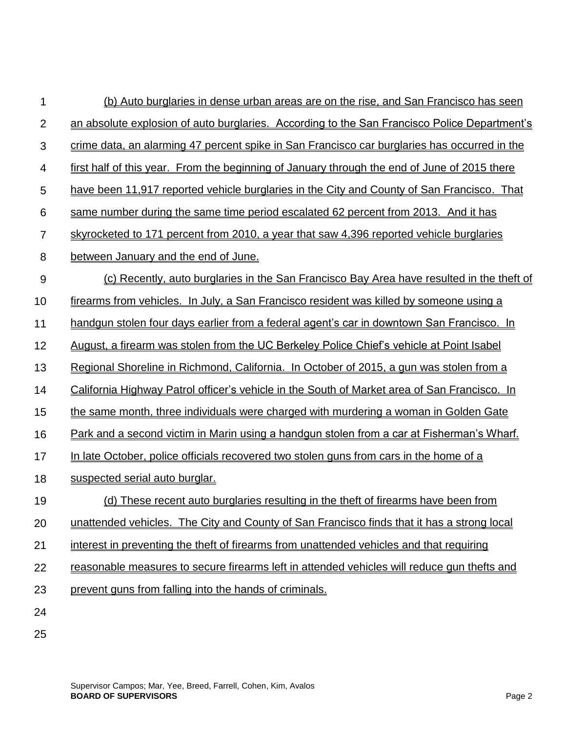(b) Auto burglaries in dense urban areas are on the rise, and San Francisco has seen an absolute explosion of auto burglaries. According to the San Francisco Police Department's crime data, an alarming 47 percent spike in San Francisco car burglaries has occurred in the first half of this year. From the beginning of January through the end of June of 2015 there have been 11,917 reported vehicle burglaries in the City and County of San Francisco. That same number during the same time period escalated 62 percent from 2013. And it has skyrocketed to 171 percent from 2010, a year that saw 4,396 reported vehicle burglaries between January and the end of June.

(c) Recently, auto burglaries in the San Francisco Bay Area have resulted in the theft of firearms from vehicles. In July, a San Francisco resident was killed by someone using a handgun stolen four days earlier from a federal agent's car in downtown San Francisco. In August, a firearm was stolen from the UC Berkeley Police Chief's vehicle at Point Isabel Regional Shoreline in Richmond, California. In October of 2015, a gun was stolen from a California Highway Patrol officer's vehicle in the South of Market area of San Francisco. In the same month, three individuals were charged with murdering a woman in Golden Gate Park and a second victim in Marin using a handgun stolen from a car at Fisherman's Wharf. In late October, police officials recovered two stolen guns from cars in the home of a suspected serial auto burglar.

(d) These recent auto burglaries resulting in the theft of firearms have been from unattended vehicles. The City and County of San Francisco finds that it has a strong local interest in preventing the theft of firearms from unattended vehicles and that requiring reasonable measures to secure firearms left in attended vehicles will reduce gun thefts and prevent guns from falling into the hands of criminals.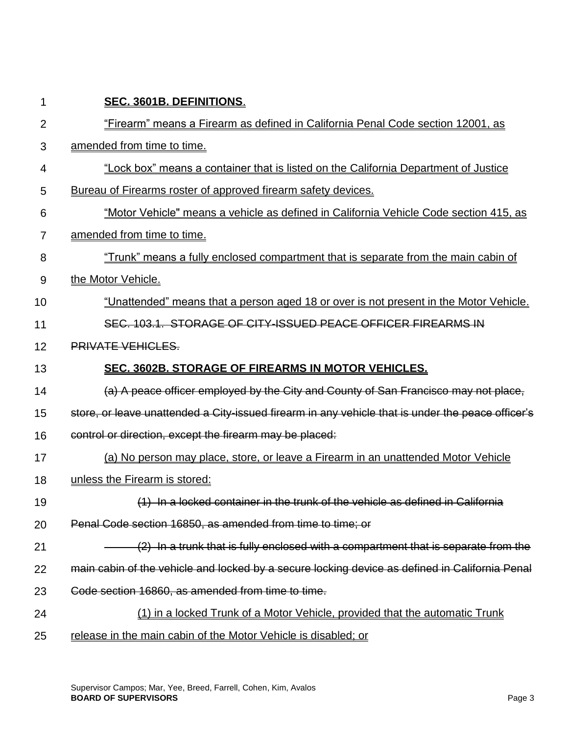**SEC. 3601B. DEFINITIONS**.

"Firearm" means a Firearm as defined in California Penal Code section 12001, as amended from time to time.

"Lock box" means a container that is listed on the California Department of Justice Bureau of Firearms roster of approved firearm safety devices.

"Motor Vehicle" means a vehicle as defined in California Vehicle Code section 415, as amended from time to time.

"Trunk" means a fully enclosed compartment that is separate from the main cabin of the Motor Vehicle.

"Unattended" means that a person aged 18 or over is not present in the Motor Vehicle.

~~SEC. 103.1. STORAGE OF CITY-ISSUED PEACE OFFICER FIREARMS IN PRIVATE VEHICLES.~~

**SEC. 3602B. STORAGE OF FIREARMS IN MOTOR VEHICLES.**

~~(a) A peace officer employed by the City and County of San Francisco may not place, store, or leave unattended a City-issued firearm in any vehicle that is under the peace officer's control or direction, except the firearm may be placed:~~

(a) No person may place, store, or leave a Firearm in an unattended Motor Vehicle unless the Firearm is stored:

~~(1) In a locked container in the trunk of the vehicle as defined in California Penal Code section 16850, as amended from time to time; or~~

~~(2) In a trunk that is fully enclosed with a compartment that is separate from the main cabin of the vehicle and locked by a secure locking device as defined in California Penal Code section 16860, as amended from time to time.~~

(1) in a locked Trunk of a Motor Vehicle, provided that the automatic Trunk release in the main cabin of the Motor Vehicle is disabled; or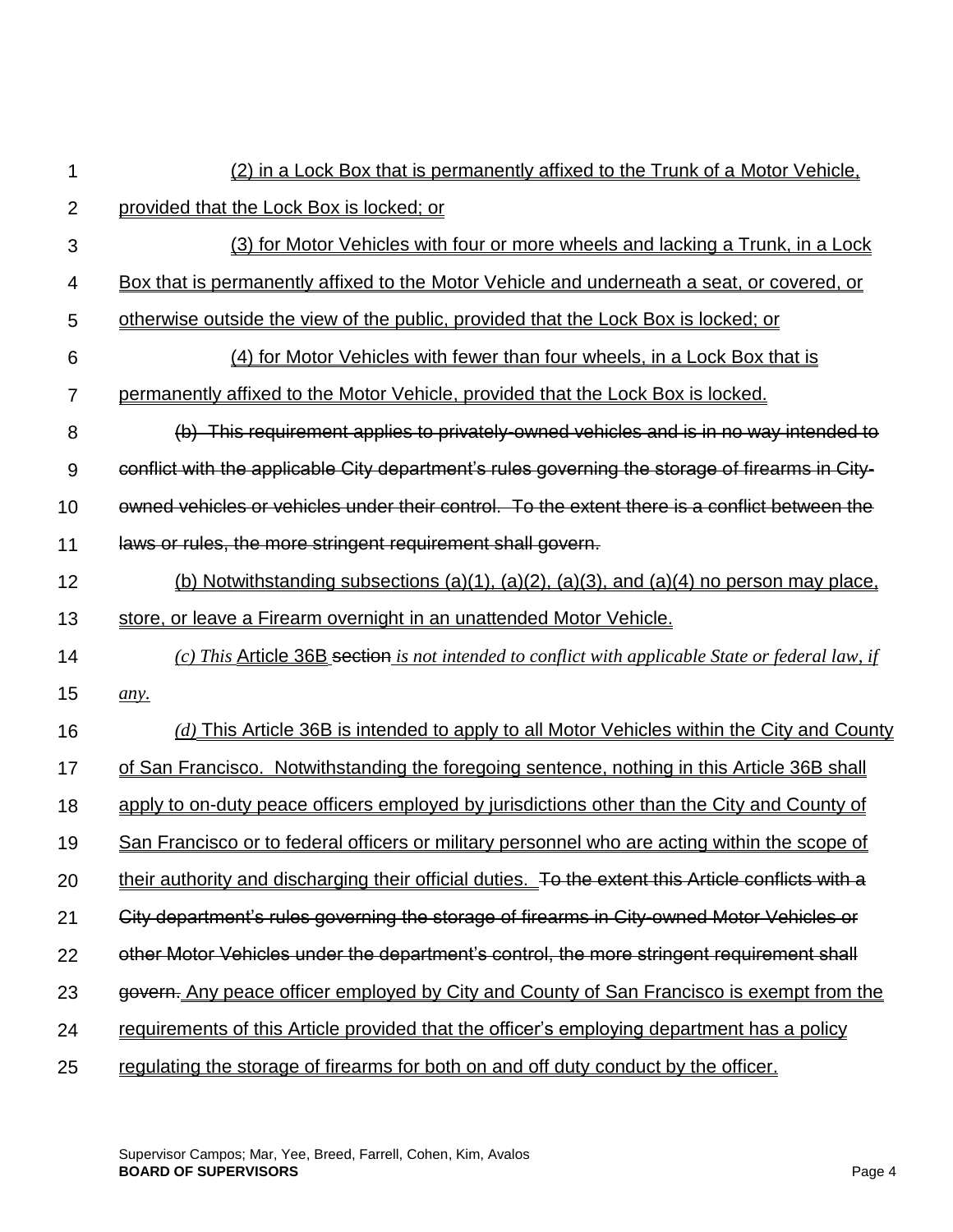(2) in a Lock Box that is permanently affixed to the Trunk of a Motor Vehicle, provided that the Lock Box is locked; or

(3) for Motor Vehicles with four or more wheels and lacking a Trunk, in a Lock Box that is permanently affixed to the Motor Vehicle and underneath a seat, or covered, or otherwise outside the view of the public, provided that the Lock Box is locked; or

(4) for Motor Vehicles with fewer than four wheels, in a Lock Box that is permanently affixed to the Motor Vehicle, provided that the Lock Box is locked.

~~(b) This requirement applies to privately-owned vehicles and is in no way intended to conflict with the applicable City department's rules governing the storage of firearms in City-owned vehicles or vehicles under their control. To the extent there is a conflict between the laws or rules, the more stringent requirement shall govern.~~

(b) Notwithstanding subsections (a)(1), (a)(2), (a)(3), and (a)(4) no person may place, store, or leave a Firearm overnight in an unattended Motor Vehicle.

*(c) This* Article 36B ~~section~~ *is not intended to conflict with applicable State or federal law, if any.*

*(d)* This Article 36B is intended to apply to all Motor Vehicles within the City and County of San Francisco. Notwithstanding the foregoing sentence, nothing in this Article 36B shall apply to on-duty peace officers employed by jurisdictions other than the City and County of San Francisco or to federal officers or military personnel who are acting within the scope of their authority and discharging their official duties. ~~To the extent this Article conflicts with a City department's rules governing the storage of firearms in City-owned Motor Vehicles or other Motor Vehicles under the department's control, the more stringent requirement shall govern.~~ Any peace officer employed by City and County of San Francisco is exempt from the requirements of this Article provided that the officer's employing department has a policy regulating the storage of firearms for both on and off duty conduct by the officer.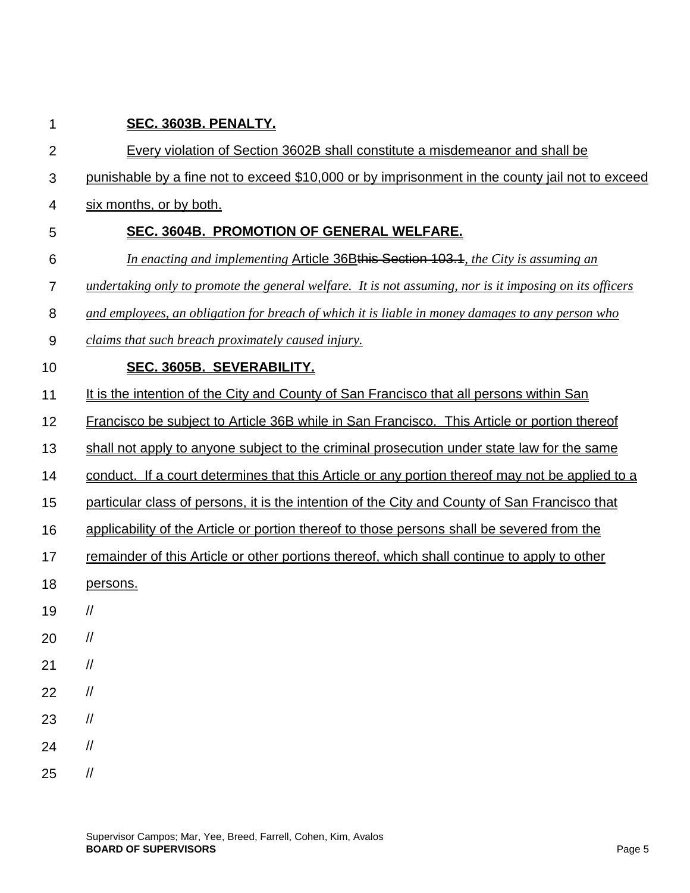**SEC. 3603B. PENALTY.**

Every violation of Section 3602B shall constitute a misdemeanor and shall be punishable by a fine not to exceed $10,000 or by imprisonment in the county jail not to exceed six months, or by both.

**SEC. 3604B. PROMOTION OF GENERAL WELFARE.**

*In enacting and implementing* Article 36B~~this Section 103.1~~*, the City is assuming an undertaking only to promote the general welfare. It is not assuming, nor is it imposing on its officers and employees, an obligation for breach of which it is liable in money damages to any person who claims that such breach proximately caused injury.*

**SEC. 3605B. SEVERABILITY.**

It is the intention of the City and County of San Francisco that all persons within San Francisco be subject to Article 36B while in San Francisco. This Article or portion thereof shall not apply to anyone subject to the criminal prosecution under state law for the same conduct. If a court determines that this Article or any portion thereof may not be applied to a particular class of persons, it is the intention of the City and County of San Francisco that applicability of the Article or portion thereof to those persons shall be severed from the remainder of this Article or other portions thereof, which shall continue to apply to other persons.

//

//

//

//

//

//

//

Supervisor Campos; Mar, Yee, Breed, Farrell, Cohen, Kim, Avalos
**BOARD OF SUPERVISORS**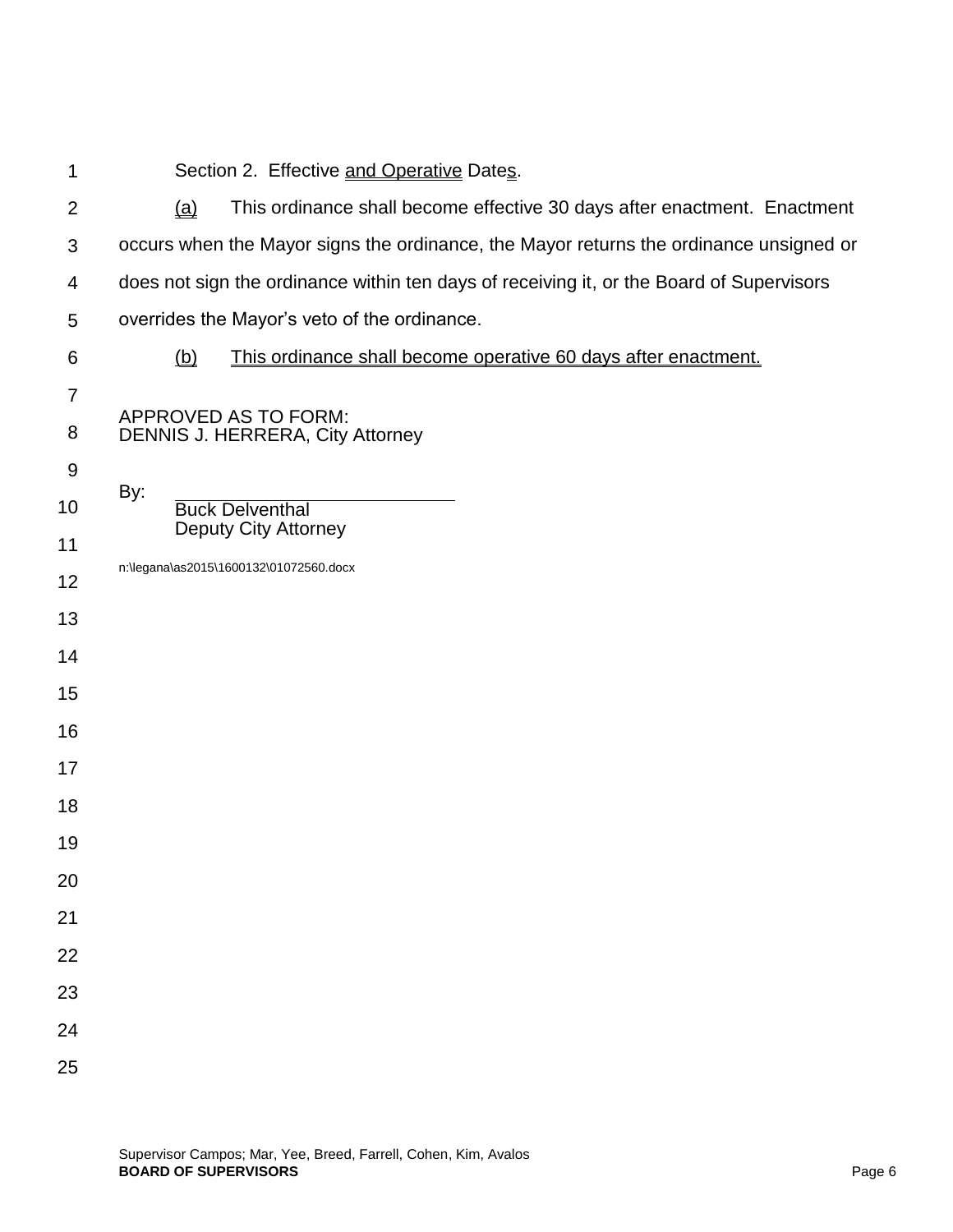Section 2. Effective and Operative Dates.

(a) This ordinance shall become effective 30 days after enactment. Enactment occurs when the Mayor signs the ordinance, the Mayor returns the ordinance unsigned or does not sign the ordinance within ten days of receiving it, or the Board of Supervisors overrides the Mayor's veto of the ordinance.

(b) This ordinance shall become operative 60 days after enactment.

APPROVED AS TO FORM:
DENNIS J. HERRERA, City Attorney

By: ____________________________
Buck Delventhal
Deputy City Attorney

n:\legana\as2015\1600132\01072560.docx

Supervisor Campos; Mar, Yee, Breed, Farrell, Cohen, Kim, Avalos
**BOARD OF SUPERVISORS**